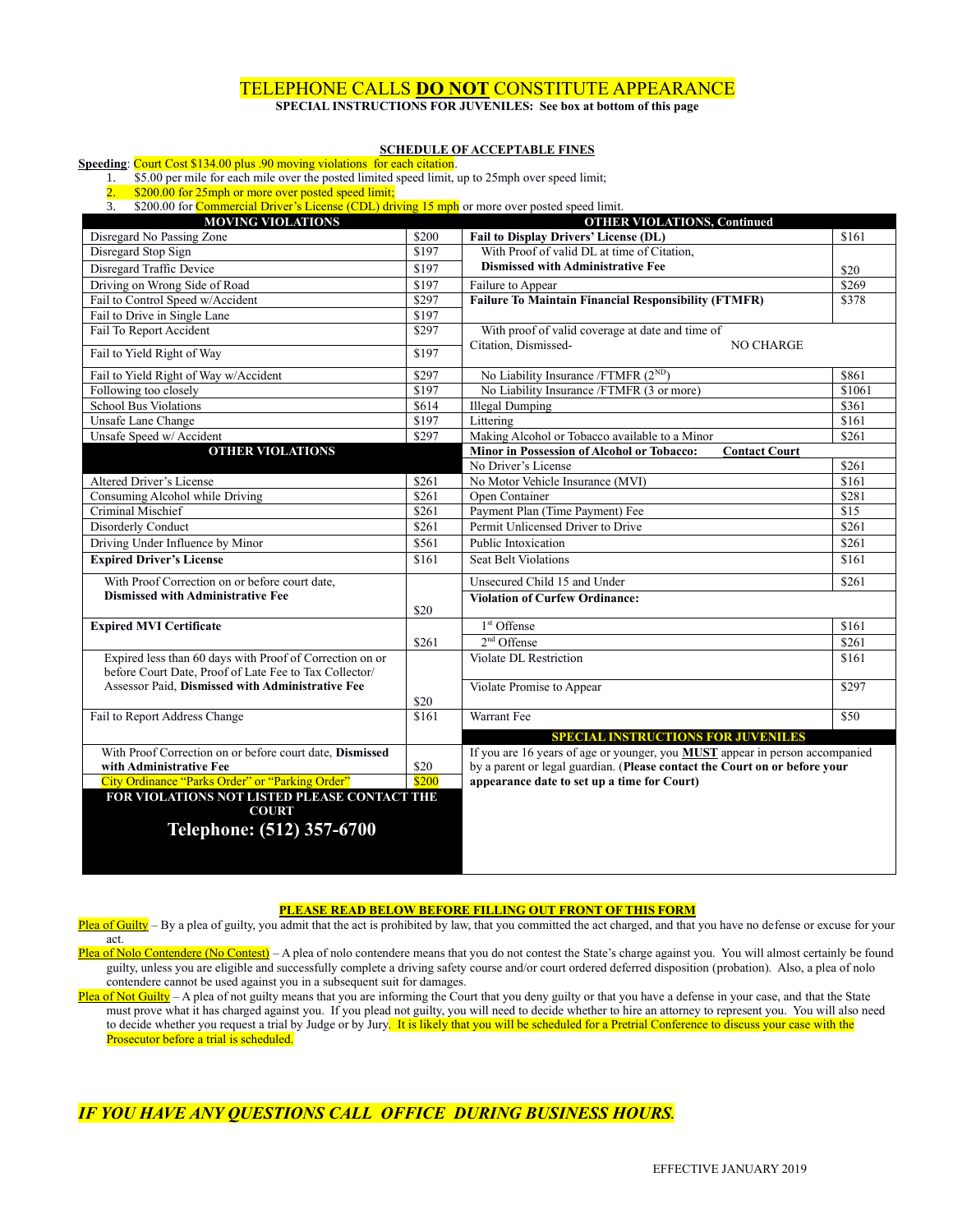# TELEPHONE CALLS **DO NOT** CONSTITUTE APPEARANCE

**SPECIAL INSTRUCTIONS FOR JUVENILES: See box at bottom of this page**

## SCHEDULE OF ACCEPTABLE FINES

**Speeding**: Court Cost $134.00 plus .90 moving violations for each citation.

1. $5.00 per mile for each mile over the posted limited speed limit, up to 25mph over speed limit;
2. $200.00 for 25mph or more over posted speed limit;
3. $200.00 for Commercial Driver's License (CDL) driving 15 mph or more over posted speed limit.

| MOVING VIOLATIONS | |
|---|---|
| Disregard No Passing Zone | $200 |
| Disregard Stop Sign | $197 |
| Disregard Traffic Device | $197 |
| Driving on Wrong Side of Road | $197 |
| Fail to Control Speed w/Accident | $297 |
| Fail to Drive in Single Lane | $197 |
| Fail To Report Accident | $297 |
| Fail to Yield Right of Way | $197 |
| Fail to Yield Right of Way w/Accident | $297 |
| Following too closely | $197 |
| School Bus Violations | $614 |
| Unsafe Lane Change | $197 |
| Unsafe Speed w/ Accident | $297 |

| OTHER VIOLATIONS | |
|---|---|
| Altered Driver's License | $261 |
| Consuming Alcohol while Driving | $261 |
| Criminal Mischief | $261 |
| Disorderly Conduct | $261 |
| Driving Under Influence by Minor | $561 |
| **Expired Driver's License** | $161 |
| With Proof Correction on or before court date, **Dismissed with Administrative Fee** | $20 |
| **Expired MVI Certificate** | $261 |
| Expired less than 60 days with Proof of Correction on or before Court Date, Proof of Late Fee to Tax Collector/ Assessor Paid, **Dismissed with Administrative Fee** | $20 |
| Fail to Report Address Change | $161 |
| With Proof Correction on or before court date, **Dismissed with Administrative Fee** | $20 |
| City Ordinance "Parks Order" or "Parking Order" | $200 |

**FOR VIOLATIONS NOT LISTED PLEASE CONTACT THE COURT**

**Telephone: (512) 357-6700**

| OTHER VIOLATIONS, Continued | |
|---|---|
| **Fail to Display Drivers' License (DL)** | $161 |
| With Proof of valid DL at time of Citation, **Dismissed with Administrative Fee** | $20 |
| Failure to Appear | $269 |
| **Failure To Maintain Financial Responsibility (FTMFR)** | $378 |
| With proof of valid coverage at date and time of Citation, Dismissed- | NO CHARGE |
| No Liability Insurance /FTMFR (2ND) | $861 |
| No Liability Insurance /FTMFR (3 or more) | $1061 |
| Illegal Dumping | $361 |
| Littering | $161 |
| Making Alcohol or Tobacco available to a Minor | $261 |
| **Minor in Possession of Alcohol or Tobacco:** | **Contact Court** |
| No Driver's License | $261 |
| No Motor Vehicle Insurance (MVI) | $161 |
| Open Container | $281 |
| Payment Plan (Time Payment) Fee | $15 |
| Permit Unlicensed Driver to Drive | $261 |
| Public Intoxication | $261 |
| Seat Belt Violations | $161 |
| Unsecured Child 15 and Under | $261 |
| **Violation of Curfew Ordinance:** | |
| 1st Offense | $161 |
| 2nd Offense | $261 |
| Violate DL Restriction | $161 |
| Violate Promise to Appear | $297 |
| Warrant Fee | $50 |

**SPECIAL INSTRUCTIONS FOR JUVENILES**

If you are 16 years of age or younger, you **MUST** appear in person accompanied by a parent or legal guardian. (**Please contact the Court on or before your appearance date to set up a time for Court)**

**PLEASE READ BELOW BEFORE FILLING OUT FRONT OF THIS FORM**

Plea of Guilty – By a plea of guilty, you admit that the act is prohibited by law, that you committed the act charged, and that you have no defense or excuse for your act.

Plea of Nolo Contendere (No Contest) – A plea of nolo contendere means that you do not contest the State's charge against you. You will almost certainly be found guilty, unless you are eligible and successfully complete a driving safety course and/or court ordered deferred disposition (probation). Also, a plea of nolo contendere cannot be used against you in a subsequent suit for damages.

Plea of Not Guilty – A plea of not guilty means that you are informing the Court that you deny guilty or that you have a defense in your case, and that the State must prove what it has charged against you. If you plead not guilty, you will need to decide whether to hire an attorney to represent you. You will also need to decide whether you request a trial by Judge or by Jury. It is likely that you will be scheduled for a Pretrial Conference to discuss your case with the Prosecutor before a trial is scheduled.

***IF YOU HAVE ANY QUESTIONS CALL OFFICE DURING BUSINESS HOURS.***

EFFECTIVE JANUARY 2019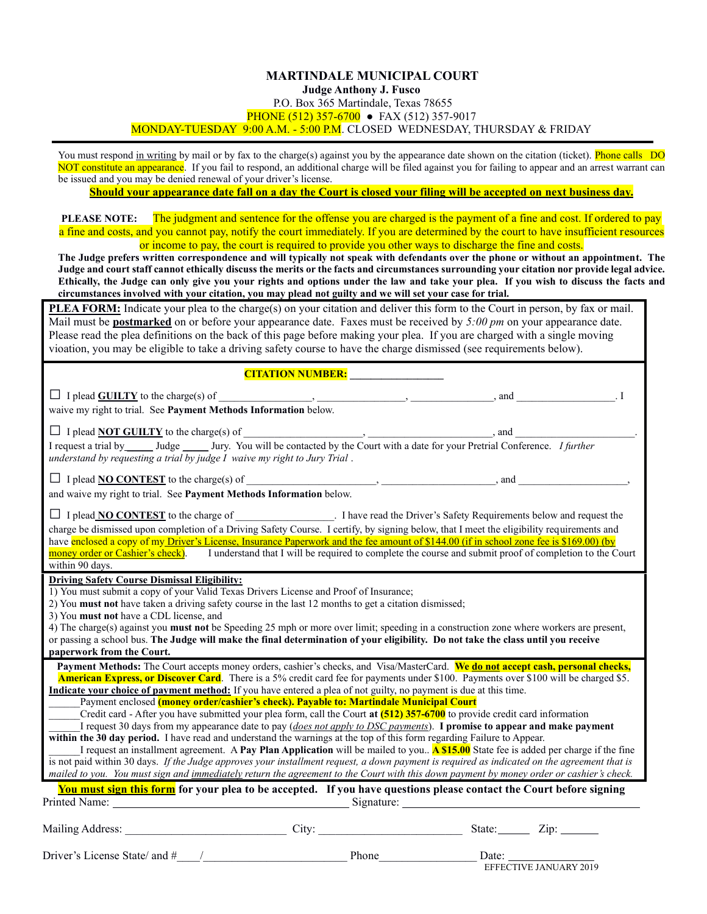# MARTINDALE MUNICIPAL COURT

**Judge Anthony J. Fusco**

P.O. Box 365 Martindale, Texas 78655

PHONE (512) 357-6700 ● FAX (512) 357-9017

MONDAY-TUESDAY 9:00 A.M. - 5:00 P.M. CLOSED WEDNESDAY, THURSDAY & FRIDAY

---

You must respond in writing by mail or by fax to the charge(s) against you by the appearance date shown on the citation (ticket). Phone calls DO NOT constitute an appearance. If you fail to respond, an additional charge will be filed against you for failing to appear and an arrest warrant can be issued and you may be denied renewal of your driver's license.

**Should your appearance date fall on a day the Court is closed your filing will be accepted on next business day.**

**PLEASE NOTE:** The judgment and sentence for the offense you are charged is the payment of a fine and cost. If ordered to pay a fine and costs, and you cannot pay, notify the court immediately. If you are determined by the court to have insufficient resources or income to pay, the court is required to provide you other ways to discharge the fine and costs.

**The Judge prefers written correspondence and will typically not speak with defendants over the phone or without an appointment. The Judge and court staff cannot ethically discuss the merits or the facts and circumstances surrounding your citation nor provide legal advice. Ethically, the Judge can only give you your rights and options under the law and take your plea. If you wish to discuss the facts and circumstances involved with your citation, you may plead not guilty and we will set your case for trial.**

**PLEA FORM:** Indicate your plea to the charge(s) on your citation and deliver this form to the Court in person, by fax or mail. Mail must be **postmarked** on or before your appearance date. Faxes must be received by *5:00 pm* on your appearance date. Please read the plea definitions on the back of this page before making your plea. If you are charged with a single moving vioation, you may be eligible to take a driving safety course to have the charge dismissed (see requirements below).

**CITATION NUMBER:** ________________

☐ I plead **GUILTY** to the charge(s) of ________________, ________________, ________________, and ________________. I waive my right to trial. See **Payment Methods Information** below.

☐ I plead **NOT GUILTY** to the charge(s) of ____________________, ____________________, and ____________________.
I request a trial by_____ Judge _____ Jury. You will be contacted by the Court with a date for your Pretrial Conference. *I further understand by requesting a trial by judge I waive my right to Jury Trial .*

☐ I plead **NO CONTEST** to the charge(s) of ____________________, ____________________, and ____________________, and waive my right to trial. See **Payment Methods Information** below.

☐ I plead **NO CONTEST** to the charge of ________________. I have read the Driver's Safety Requirements below and request the charge be dismissed upon completion of a Driving Safety Course. I certify, by signing below, that I meet the eligibility requirements and have enclosed a copy of my Driver's License, Insurance Paperwork and the fee amount of $144.00 (if in school zone fee is $169.00) (by money order or Cashier's check). I understand that I will be required to complete the course and submit proof of completion to the Court within 90 days.

**Driving Safety Course Dismissal Eligibility:**

1) You must submit a copy of your Valid Texas Drivers License and Proof of Insurance;
2) You **must not** have taken a driving safety course in the last 12 months to get a citation dismissed;
3) You **must not** have a CDL license, and
4) The charge(s) against you **must not** be Speeding 25 mph or more over limit; speeding in a construction zone where workers are present, or passing a school bus. **The Judge will make the final determination of your eligibility. Do not take the class until you receive paperwork from the Court.**

**Payment Methods:** The Court accepts money orders, cashier's checks, and Visa/MasterCard. **We do not accept cash, personal checks, American Express, or Discover Card**. There is a 5% credit card fee for payments under $100. Payments over $100 will be charged $5.

**Indicate your choice of payment method:** If you have entered a plea of not guilty, no payment is due at this time.

______Payment enclosed **(money order/cashier's check). Payable to: Martindale Municipal Court**

______Credit card - After you have submitted your plea form, call the Court **at (512) 357-6700** to provide credit card information

______I request 30 days from my appearance date to pay (*does not apply to DSC payments*). **I promise to appear and make payment within the 30 day period.** I have read and understand the warnings at the top of this form regarding Failure to Appear.

______I request an installment agreement. A **Pay Plan Application** will be mailed to you.. **A $15.00** State fee is added per charge if the fine is not paid within 30 days. *If the Judge approves your installment request, a down payment is required as indicated on the agreement that is mailed to you. You must sign and immediately return the agreement to the Court with this down payment by money order or cashier's check.*

**You must sign this form for your plea to be accepted. If you have questions please contact the Court before signing**

Printed Name: ________________________________________ Signature: ________________________________________

Mailing Address: ____________________________ City: ________________________ State:______ Zip: _______

Driver's License State/ and #____/________________________ Phone________________ Date: ______________

EFFECTIVE JANUARY 2019